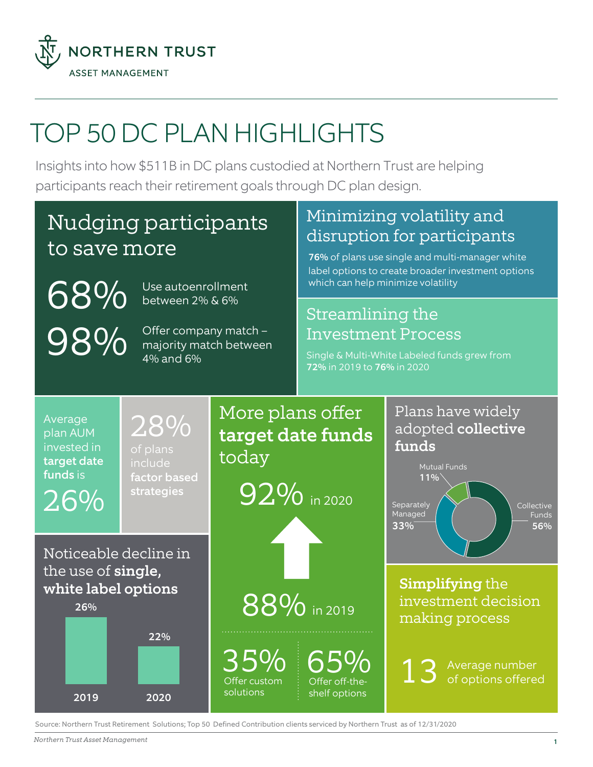NORTHERN TRUST

ASSET MANAGEMENT

# TOP 50 DC PLAN HIGHLIGHTS

Insights into how $511B in DC plans custodied at Northern Trust are helping participants reach their retirement goals through DC plan design.

## Nudging participants to save more

**68%** Use autoenrollment between 2% & 6%

**98%** Offer company match – majority match between 4% and 6%

## Minimizing volatility and disruption for participants

**76%** of plans use single and multi-manager white label options to create broader investment options which can help minimize volatility

## Streamlining the Investment Process

Single & Multi-White Labeled funds grew from **72%** in 2019 to **76%** in 2020

Average plan AUM invested in **target date funds** is **26%**

**28%** of plans include **factor based strategies**

## More plans offer **target date funds** today

**92%** in 2020

**88%** in 2019

**35%** Offer custom solutions

**65%** Offer off-the-shelf options

## Plans have widely adopted **collective funds**

| Fund Type | Share |
|---|---|
| Collective Funds | 56% |
| Separately Managed | 33% |
| Mutual Funds | 11% |

## Noticeable decline in the use of **single, white label options**

| Year | Share |
|---|---|
| 2019 | 26% |
| 2020 | 22% |

## **Simplifying** the investment decision making process

**13** Average number of options offered

Source: Northern Trust Retirement Solutions; Top 50 Defined Contribution clients serviced by Northern Trust as of 12/31/2020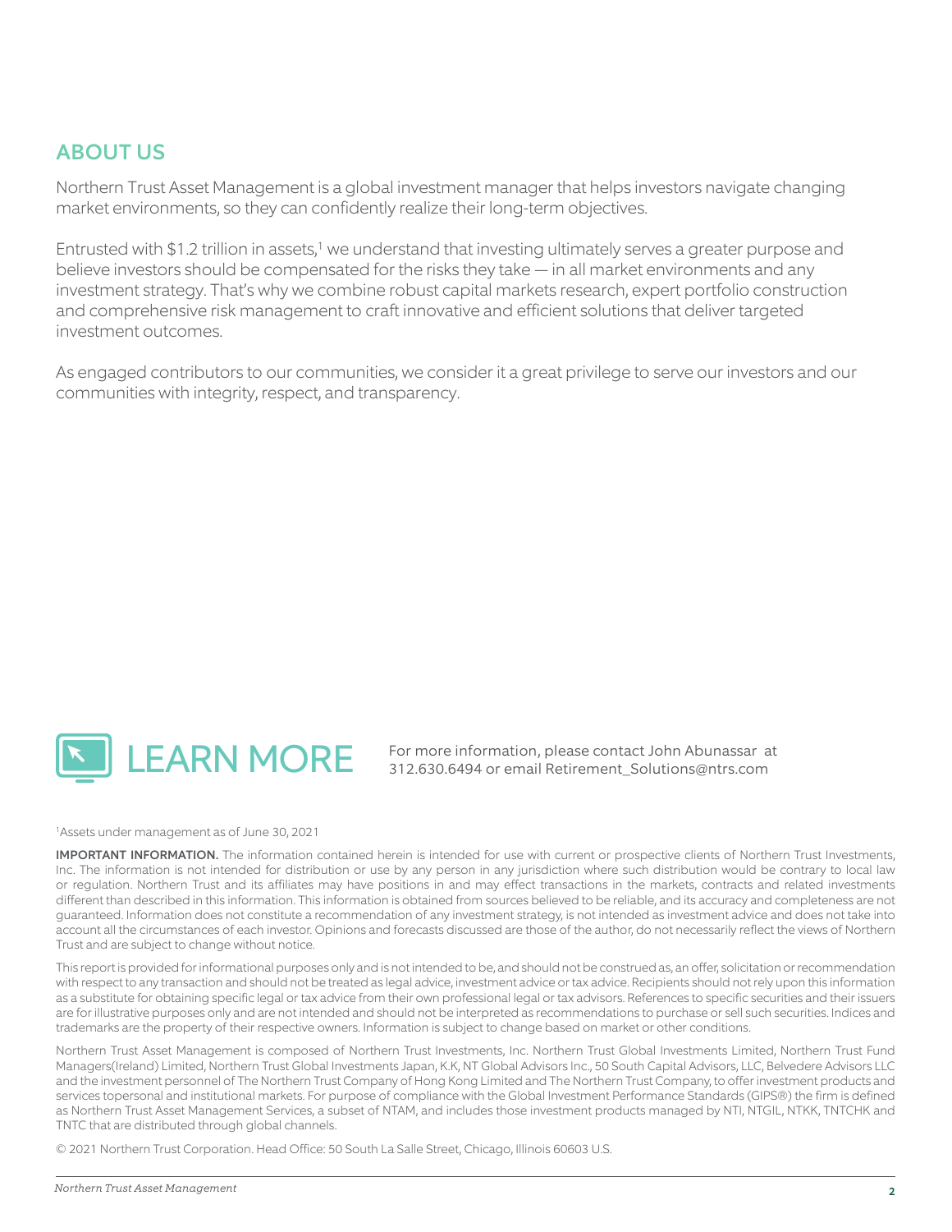## ABOUT US

Northern Trust Asset Management is a global investment manager that helps investors navigate changing market environments, so they can confidently realize their long-term objectives.

Entrusted with $1.2 trillion in assets,[1] we understand that investing ultimately serves a greater purpose and believe investors should be compensated for the risks they take — in all market environments and any investment strategy. That's why we combine robust capital markets research, expert portfolio construction and comprehensive risk management to craft innovative and efficient solutions that deliver targeted investment outcomes.

As engaged contributors to our communities, we consider it a great privilege to serve our investors and our communities with integrity, respect, and transparency.

## LEARN MORE

For more information, please contact John Abunassar at 312.630.6494 or email Retirement_Solutions@ntrs.com

[1]Assets under management as of June 30, 2021

**IMPORTANT INFORMATION.** The information contained herein is intended for use with current or prospective clients of Northern Trust Investments, Inc. The information is not intended for distribution or use by any person in any jurisdiction where such distribution would be contrary to local law or regulation. Northern Trust and its affiliates may have positions in and may effect transactions in the markets, contracts and related investments different than described in this information. This information is obtained from sources believed to be reliable, and its accuracy and completeness are not guaranteed. Information does not constitute a recommendation of any investment strategy, is not intended as investment advice and does not take into account all the circumstances of each investor. Opinions and forecasts discussed are those of the author, do not necessarily reflect the views of Northern Trust and are subject to change without notice.

This report is provided for informational purposes only and is not intended to be, and should not be construed as, an offer, solicitation or recommendation with respect to any transaction and should not be treated as legal advice, investment advice or tax advice. Recipients should not rely upon this information as a substitute for obtaining specific legal or tax advice from their own professional legal or tax advisors. References to specific securities and their issuers are for illustrative purposes only and are not intended and should not be interpreted as recommendations to purchase or sell such securities. Indices and trademarks are the property of their respective owners. Information is subject to change based on market or other conditions.

Northern Trust Asset Management is composed of Northern Trust Investments, Inc. Northern Trust Global Investments Limited, Northern Trust Fund Managers(Ireland) Limited, Northern Trust Global Investments Japan, K.K, NT Global Advisors Inc., 50 South Capital Advisors, LLC, Belvedere Advisors LLC and the investment personnel of The Northern Trust Company of Hong Kong Limited and The Northern Trust Company, to offer investment products and services topersonal and institutional markets. For purpose of compliance with the Global Investment Performance Standards (GIPS®) the firm is defined as Northern Trust Asset Management Services, a subset of NTAM, and includes those investment products managed by NTI, NTGIL, NTKK, TNTCHK and TNTC that are distributed through global channels.

© 2021 Northern Trust Corporation. Head Office: 50 South La Salle Street, Chicago, Illinois 60603 U.S.